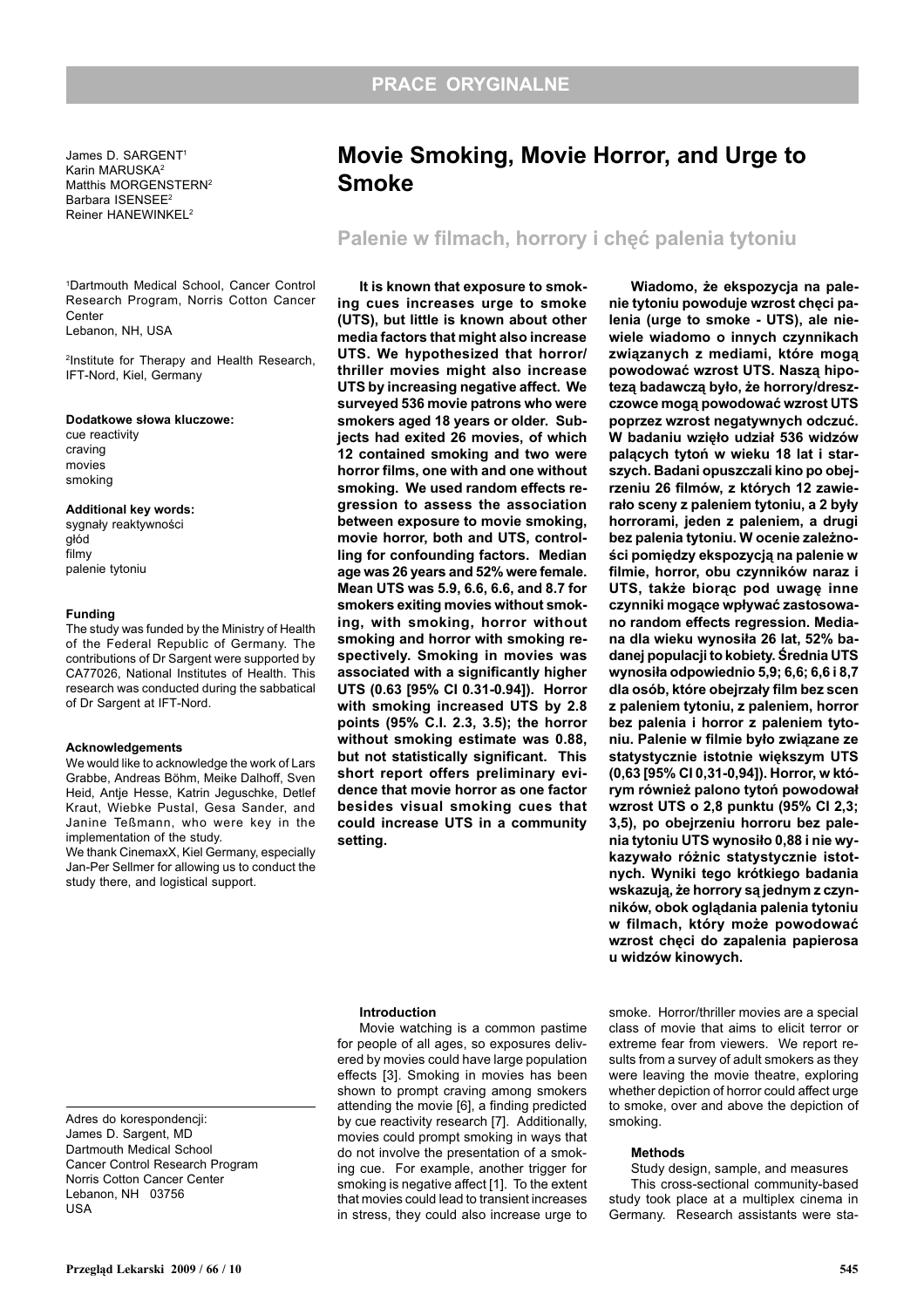PRACE ORYGINALNE

# Movie Smoking, Movie Horror, and Urge to Smoke

## Palenie w filmach, horrory i chęć palenia tytoniu

James D. SARGENT[1]
Karin MARUSKA[2]
Matthis MORGENSTERN[2]
Barbara ISENSEE[2]
Reiner HANEWINKEL[2]

[1]Dartmouth Medical School, Cancer Control Research Program, Norris Cotton Cancer Center
Lebanon, NH, USA

[2]Institute for Therapy and Health Research, IFT-Nord, Kiel, Germany

**Dodatkowe słowa kluczowe:**
cue reactivity
craving
movies
smoking

**Additional key words:**
sygnały reaktywności
głód
filmy
palenie tytoniu

**Funding**
The study was funded by the Ministry of Health of the Federal Republic of Germany. The contributions of Dr Sargent were supported by CA77026, National Institutes of Health. This research was conducted during the sabbatical of Dr Sargent at IFT-Nord.

**Acknowledgements**
We would like to acknowledge the work of Lars Grabbe, Andreas Böhm, Meike Dalhoff, Sven Heid, Antje Hesse, Katrin Jeguschke, Detlef Kraut, Wiebke Pustal, Gesa Sander, and Janine Teßmann, who were key in the implementation of the study.
We thank CinemaxX, Kiel Germany, especially Jan-Per Sellmer for allowing us to conduct the study there, and logistical support.

Adres do korespondencji:
James D. Sargent, MD
Dartmouth Medical School
Cancer Control Research Program
Norris Cotton Cancer Center
Lebanon, NH 03756
USA

**It is known that exposure to smoking cues increases urge to smoke (UTS), but little is known about other media factors that might also increase UTS. We hypothesized that horror/thriller movies might also increase UTS by increasing negative affect. We surveyed 536 movie patrons who were smokers aged 18 years or older. Subjects had exited 26 movies, of which 12 contained smoking and two were horror films, one with and one without smoking. We used random effects regression to assess the association between exposure to movie smoking, movie horror, both and UTS, controlling for confounding factors. Median age was 26 years and 52% were female. Mean UTS was 5.9, 6.6, 6.6, and 8.7 for smokers exiting movies without smoking, with smoking, horror without smoking and horror with smoking respectively. Smoking in movies was associated with a significantly higher UTS (0.63 [95% CI 0.31-0.94]). Horror with smoking increased UTS by 2.8 points (95% C.I. 2.3, 3.5); the horror without smoking estimate was 0.88, but not statistically significant. This short report offers preliminary evidence that movie horror as one factor besides visual smoking cues that could increase UTS in a community setting.**

**Wiadomo, że ekspozycja na palenie tytoniu powoduje wzrost chęci palenia (urge to smoke - UTS), ale niewiele wiadomo o innych czynnikach związanych z mediami, które mogą powodować wzrost UTS. Naszą hipotezą badawczą było, że horrory/dreszczowce mogą powodować wzrost UTS poprzez wzrost negatywnych odczuć. W badaniu wzięło udział 536 widzów palących tytoń w wieku 18 lat i starszych. Badani opuszczali kino po obejrzeniu 26 filmów, z których 12 zawierało sceny z paleniem tytoniu, a 2 były horrorami, jeden z paleniem, a drugi bez palenia tytoniu. W ocenie zależności pomiędzy ekspozycją na palenie w filmie, horror, obu czynników naraz i UTS, także biorąc pod uwagę inne czynniki mogące wpływać zastosowano random effects regression. Mediana dla wieku wynosiła 26 lat, 52% badanej populacji to kobiety. Średnia UTS wynosiła odpowiednio 5,9; 6,6; 6,6 i 8,7 dla osób, które obejrzały film bez scen z paleniem tytoniu, z paleniem, horror bez palenia i horror z paleniem tytoniu. Palenie w filmie było związane ze statystycznie istotnie większym UTS (0,63 [95% CI 0,31-0,94]). Horror, w którym również palono tytoń powodował wzrost UTS o 2,8 punktu (95% CI 2,3; 3,5), po obejrzeniu horroru bez palenia tytoniu UTS wynosiło 0,88 i nie wykazywało różnic statystycznie istotnych. Wyniki tego krótkiego badania wskazują, że horrory są jednym z czynników, obok oglądania palenia tytoniu w filmach, który może powodować wzrost chęci do zapalenia papierosa u widzów kinowych.**

### Introduction

Movie watching is a common pastime for people of all ages, so exposures delivered by movies could have large population effects [3]. Smoking in movies has been shown to prompt craving among smokers attending the movie [6], a finding predicted by cue reactivity research [7]. Additionally, movies could prompt smoking in ways that do not involve the presentation of a smoking cue. For example, another trigger for smoking is negative affect [1]. To the extent that movies could lead to transient increases in stress, they could also increase urge to smoke. Horror/thriller movies are a special class of movie that aims to elicit terror or extreme fear from viewers. We report results from a survey of adult smokers as they were leaving the movie theatre, exploring whether depiction of horror could affect urge to smoke, over and above the depiction of smoking.

### Methods

Study design, sample, and measures

This cross-sectional community-based study took place at a multiplex cinema in Germany. Research assistants were sta-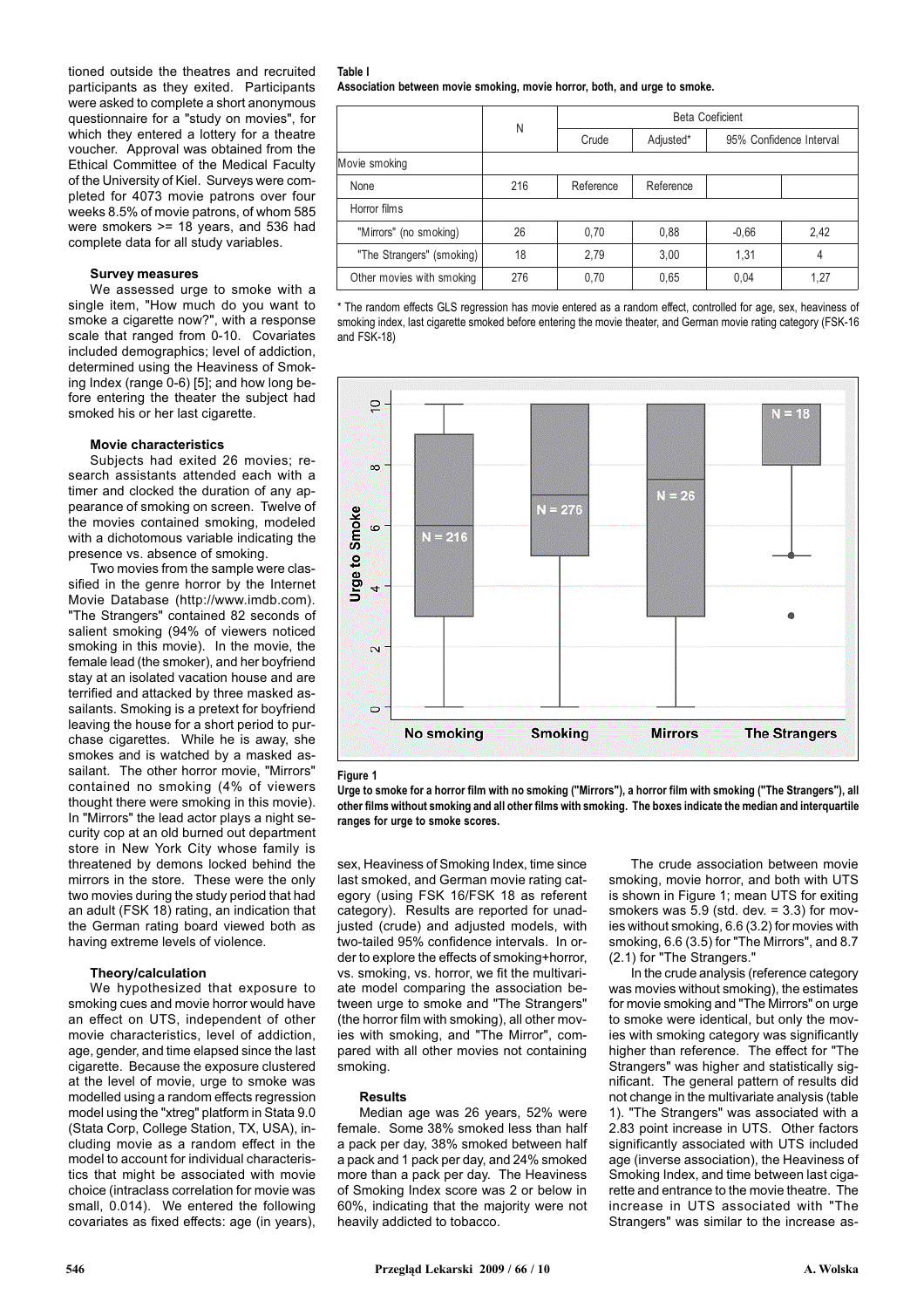tioned outside the theatres and recruited participants as they exited. Participants were asked to complete a short anonymous questionnaire for a "study on movies", for which they entered a lottery for a theatre voucher. Approval was obtained from the Ethical Committee of the Medical Faculty of the University of Kiel. Surveys were completed for 4073 movie patrons over four weeks 8.5% of movie patrons, of whom 585 were smokers >= 18 years, and 536 had complete data for all study variables.

### Survey measures

We assessed urge to smoke with a single item, "How much do you want to smoke a cigarette now?", with a response scale that ranged from 0-10. Covariates included demographics; level of addiction, determined using the Heaviness of Smoking Index (range 0-6) [5]; and how long before entering the theater the subject had smoked his or her last cigarette.

### Movie characteristics

Subjects had exited 26 movies; research assistants attended each with a timer and clocked the duration of any appearance of smoking on screen. Twelve of the movies contained smoking, modeled with a dichotomous variable indicating the presence vs. absence of smoking.

Two movies from the sample were classified in the genre horror by the Internet Movie Database (http://www.imdb.com). "The Strangers" contained 82 seconds of salient smoking (94% of viewers noticed smoking in this movie). In the movie, the female lead (the smoker), and her boyfriend stay at an isolated vacation house and are terrified and attacked by three masked assailants. Smoking is a pretext for boyfriend leaving the house for a short period to purchase cigarettes. While he is away, she smokes and is watched by a masked assailant. The other horror movie, "Mirrors" contained no smoking (4% of viewers thought there were smoking in this movie). In "Mirrors" the lead actor plays a night security cop at an old burned out department store in New York City whose family is threatened by demons locked behind the mirrors in the store. These were the only two movies during the study period that had an adult (FSK 18) rating, an indication that the German rating board viewed both as having extreme levels of violence.

### Theory/calculation

We hypothesized that exposure to smoking cues and movie horror would have an effect on UTS, independent of other movie characteristics, level of addiction, age, gender, and time elapsed since the last cigarette. Because the exposure clustered at the level of movie, urge to smoke was modelled using a random effects regression model using the "xtreg" platform in Stata 9.0 (Stata Corp, College Station, TX, USA), including movie as a random effect in the model to account for individual characteristics that might be associated with movie choice (intraclass correlation for movie was small, 0.014). We entered the following covariates as fixed effects: age (in years), sex, Heaviness of Smoking Index, time since last smoked, and German movie rating category (using FSK 16/FSK 18 as referent category). Results are reported for unadjusted (crude) and adjusted models, with two-tailed 95% confidence intervals. In order to explore the effects of smoking+horror, vs. smoking, vs. horror, we fit the multivariate model comparing the association between urge to smoke and "The Strangers" (the horror film with smoking), all other movies with smoking, and "The Mirror", compared with all other movies not containing smoking.

**Table I**
**Association between movie smoking, movie horror, both, and urge to smoke.**

| | N | Beta Coeficient | | | |
|---|---|---|---|---|---|
| | | Crude | Adjusted* | 95% Confidence Interval | |
| Movie smoking | | | | | |
| None | 216 | Reference | Reference | | |
| Horror films | | | | | |
| "Mirrors" (no smoking) | 26 | 0,70 | 0,88 | -0,66 | 2,42 |
| "The Strangers" (smoking) | 18 | 2,79 | 3,00 | 1,31 | 4 |
| Other movies with smoking | 276 | 0,70 | 0,65 | 0,04 | 1,27 |

\* The random effects GLS regression has movie entered as a random effect, controlled for age, sex, heaviness of smoking index, last cigarette smoked before entering the movie theater, and German movie rating category (FSK-16 and FSK-18)

**Figure 1**
**Urge to smoke for a horror film with no smoking ("Mirrors"), a horror film with smoking ("The Strangers"), all other films without smoking and all other films with smoking. The boxes indicate the median and interquartile ranges for urge to smoke scores.**

### Results

Median age was 26 years, 52% were female. Some 38% smoked less than half a pack per day, 38% smoked between half a pack and 1 pack per day, and 24% smoked more than a pack per day. The Heaviness of Smoking Index score was 2 or below in 60%, indicating that the majority were not heavily addicted to tobacco.

The crude association between movie smoking, movie horror, and both with UTS is shown in Figure 1; mean UTS for exiting smokers was 5.9 (std. dev. = 3.3) for movies without smoking, 6.6 (3.2) for movies with smoking, 6.6 (3.5) for "The Mirrors", and 8.7 (2.1) for "The Strangers."

In the crude analysis (reference category was movies without smoking), the estimates for movie smoking and "The Mirrors" on urge to smoke were identical, but only the movies with smoking category was significantly higher than reference. The effect for "The Strangers" was higher and statistically significant. The general pattern of results did not change in the multivariate analysis (table 1). "The Strangers" was associated with a 2.83 point increase in UTS. Other factors significantly associated with UTS included age (inverse association), the Heaviness of Smoking Index, and time between last cigarette and entrance to the movie theatre. The increase in UTS associated with "The Strangers" was similar to the increase as-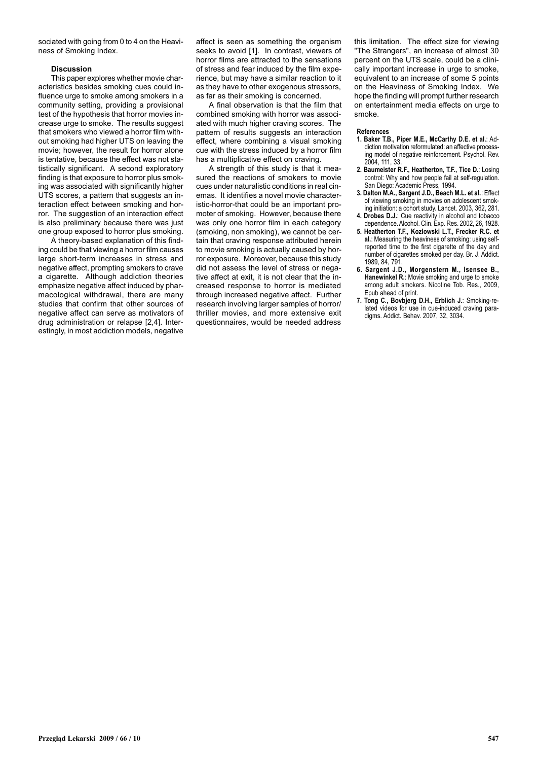sociated with going from 0 to 4 on the Heaviness of Smoking Index.

### Discussion

This paper explores whether movie characteristics besides smoking cues could influence urge to smoke among smokers in a community setting, providing a provisional test of the hypothesis that horror movies increase urge to smoke. The results suggest that smokers who viewed a horror film without smoking had higher UTS on leaving the movie; however, the result for horror alone is tentative, because the effect was not statistically significant. A second exploratory finding is that exposure to horror plus smoking was associated with significantly higher UTS scores, a pattern that suggests an interaction effect between smoking and horror. The suggestion of an interaction effect is also preliminary because there was just one group exposed to horror plus smoking.

A theory-based explanation of this finding could be that viewing a horror film causes large short-term increases in stress and negative affect, prompting smokers to crave a cigarette. Although addiction theories emphasize negative affect induced by pharmacological withdrawal, there are many studies that confirm that other sources of negative affect can serve as motivators of drug administration or relapse [2,4]. Interestingly, in most addiction models, negative affect is seen as something the organism seeks to avoid [1]. In contrast, viewers of horror films are attracted to the sensations of stress and fear induced by the film experience, but may have a similar reaction to it as they have to other exogenous stressors, as far as their smoking is concerned.

A final observation is that the film that combined smoking with horror was associated with much higher craving scores. The pattern of results suggests an interaction effect, where combining a visual smoking cue with the stress induced by a horror film has a multiplicative effect on craving.

A strength of this study is that it measured the reactions of smokers to movie cues under naturalistic conditions in real cinemas. It identifies a novel movie characteristic-horror-that could be an important promoter of smoking. However, because there was only one horror film in each category (smoking, non smoking), we cannot be certain that craving response attributed herein to movie smoking is actually caused by horror exposure. Moreover, because this study did not assess the level of stress or negative affect at exit, it is not clear that the increased response to horror is mediated through increased negative affect. Further research involving larger samples of horror/thriller movies, and more extensive exit questionnaires, would be needed address this limitation. The effect size for viewing "The Strangers", an increase of almost 30 percent on the UTS scale, could be a clinically important increase in urge to smoke, equivalent to an increase of some 5 points on the Heaviness of Smoking Index. We hope the finding will prompt further research on entertainment media effects on urge to smoke.

#### References

1. **Baker T.B., Piper M.E., McCarthy D.E. et al.**: Addiction motivation reformulated: an affective processing model of negative reinforcement. Psychol. Rev. 2004, 111, 33.
2. **Baumeister R.F., Heatherton, T.F., Tice D.**: Losing control: Why and how people fail at self-regulation. San Diego: Academic Press, 1994.
3. **Dalton M.A., Sargent J.D., Beach M.L. et al.**: Effect of viewing smoking in movies on adolescent smoking initiation: a cohort study. Lancet. 2003, 362, 281.
4. **Drobes D.J.**: Cue reactivity in alcohol and tobacco dependence. Alcohol. Clin. Exp. Res. 2002, 26, 1928.
5. **Heatherton T.F., Kozlowski L.T., Frecker R.C. et al.**: Measuring the heaviness of smoking: using self-reported time to the first cigarette of the day and number of cigarettes smoked per day. Br. J. Addict. 1989, 84, 791.
6. **Sargent J.D., Morgenstern M., Isensee B., Hanewinkel R.**: Movie smoking and urge to smoke among adult smokers. Nicotine Tob. Res., 2009, Epub ahead of print.
7. **Tong C., Bovbjerg D.H., Erblich J.**: Smoking-related videos for use in cue-induced craving paradigms. Addict. Behav. 2007, 32, 3034.